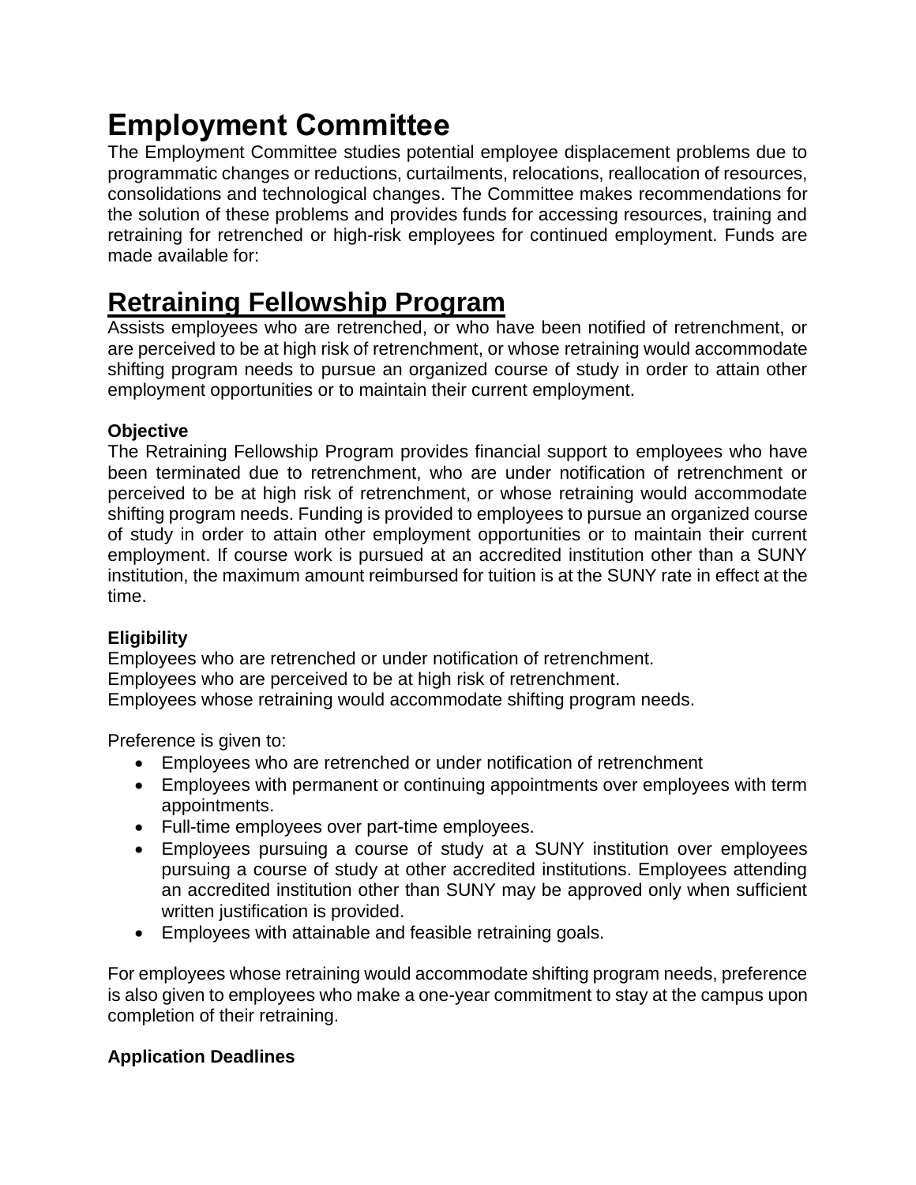# Employment Committee

The Employment Committee studies potential employee displacement problems due to programmatic changes or reductions, curtailments, relocations, reallocation of resources, consolidations and technological changes. The Committee makes recommendations for the solution of these problems and provides funds for accessing resources, training and retraining for retrenched or high-risk employees for continued employment. Funds are made available for:

## Retraining Fellowship Program

Assists employees who are retrenched, or who have been notified of retrenchment, or are perceived to be at high risk of retrenchment, or whose retraining would accommodate shifting program needs to pursue an organized course of study in order to attain other employment opportunities or to maintain their current employment.

### Objective

The Retraining Fellowship Program provides financial support to employees who have been terminated due to retrenchment, who are under notification of retrenchment or perceived to be at high risk of retrenchment, or whose retraining would accommodate shifting program needs. Funding is provided to employees to pursue an organized course of study in order to attain other employment opportunities or to maintain their current employment. If course work is pursued at an accredited institution other than a SUNY institution, the maximum amount reimbursed for tuition is at the SUNY rate in effect at the time.

### Eligibility

Employees who are retrenched or under notification of retrenchment.
Employees who are perceived to be at high risk of retrenchment.
Employees whose retraining would accommodate shifting program needs.

Preference is given to:

- Employees who are retrenched or under notification of retrenchment
- Employees with permanent or continuing appointments over employees with term appointments.
- Full-time employees over part-time employees.
- Employees pursuing a course of study at a SUNY institution over employees pursuing a course of study at other accredited institutions. Employees attending an accredited institution other than SUNY may be approved only when sufficient written justification is provided.
- Employees with attainable and feasible retraining goals.

For employees whose retraining would accommodate shifting program needs, preference is also given to employees who make a one-year commitment to stay at the campus upon completion of their retraining.

### Application Deadlines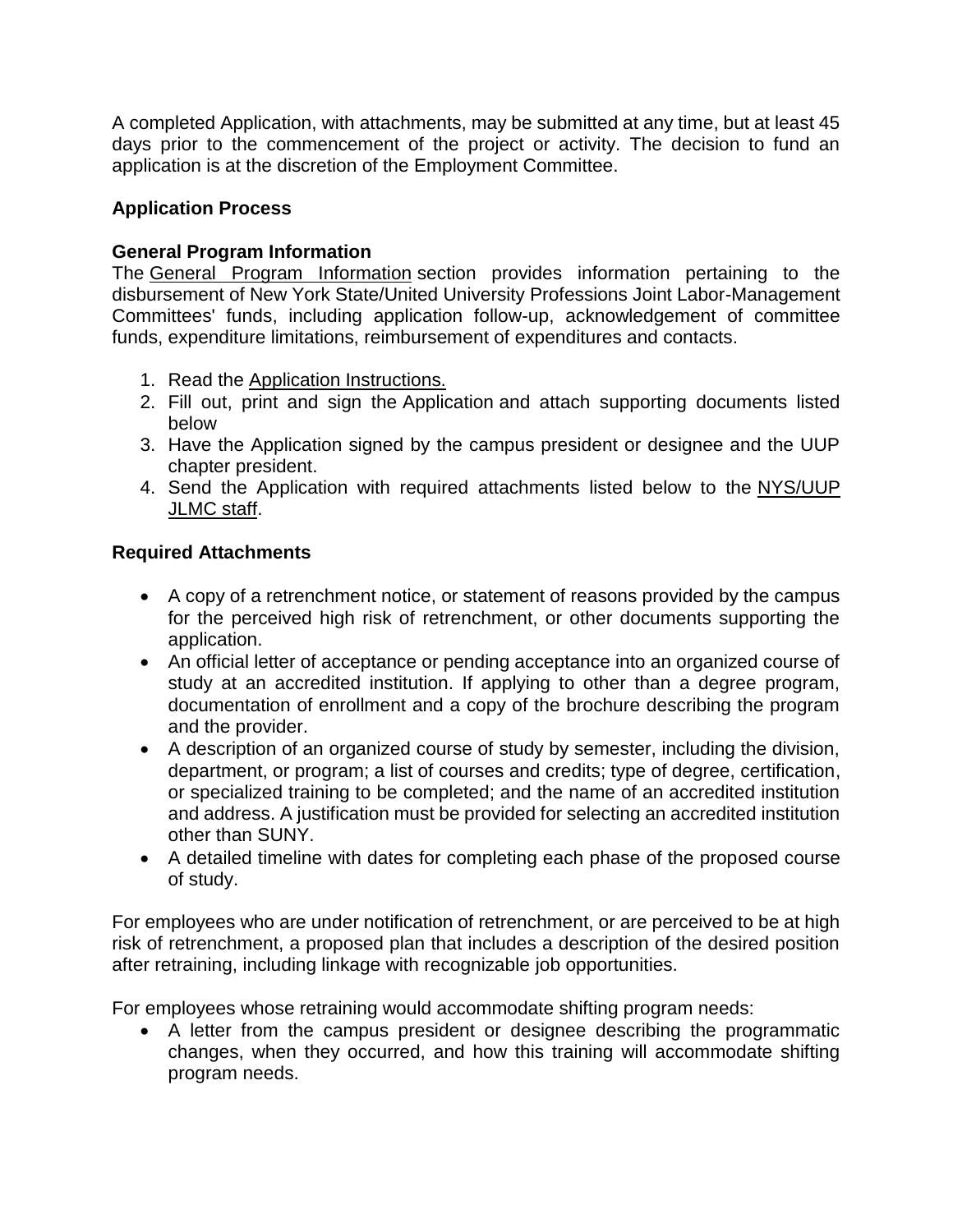A completed Application, with attachments, may be submitted at any time, but at least 45 days prior to the commencement of the project or activity. The decision to fund an application is at the discretion of the Employment Committee.

### Application Process

**General Program Information**

The General Program Information section provides information pertaining to the disbursement of New York State/United University Professions Joint Labor-Management Committees' funds, including application follow-up, acknowledgement of committee funds, expenditure limitations, reimbursement of expenditures and contacts.

1. Read the Application Instructions.
2. Fill out, print and sign the Application and attach supporting documents listed below
3. Have the Application signed by the campus president or designee and the UUP chapter president.
4. Send the Application with required attachments listed below to the NYS/UUP JLMC staff.

### Required Attachments

- A copy of a retrenchment notice, or statement of reasons provided by the campus for the perceived high risk of retrenchment, or other documents supporting the application.
- An official letter of acceptance or pending acceptance into an organized course of study at an accredited institution. If applying to other than a degree program, documentation of enrollment and a copy of the brochure describing the program and the provider.
- A description of an organized course of study by semester, including the division, department, or program; a list of courses and credits; type of degree, certification, or specialized training to be completed; and the name of an accredited institution and address. A justification must be provided for selecting an accredited institution other than SUNY.
- A detailed timeline with dates for completing each phase of the proposed course of study.

For employees who are under notification of retrenchment, or are perceived to be at high risk of retrenchment, a proposed plan that includes a description of the desired position after retraining, including linkage with recognizable job opportunities.

For employees whose retraining would accommodate shifting program needs:

- A letter from the campus president or designee describing the programmatic changes, when they occurred, and how this training will accommodate shifting program needs.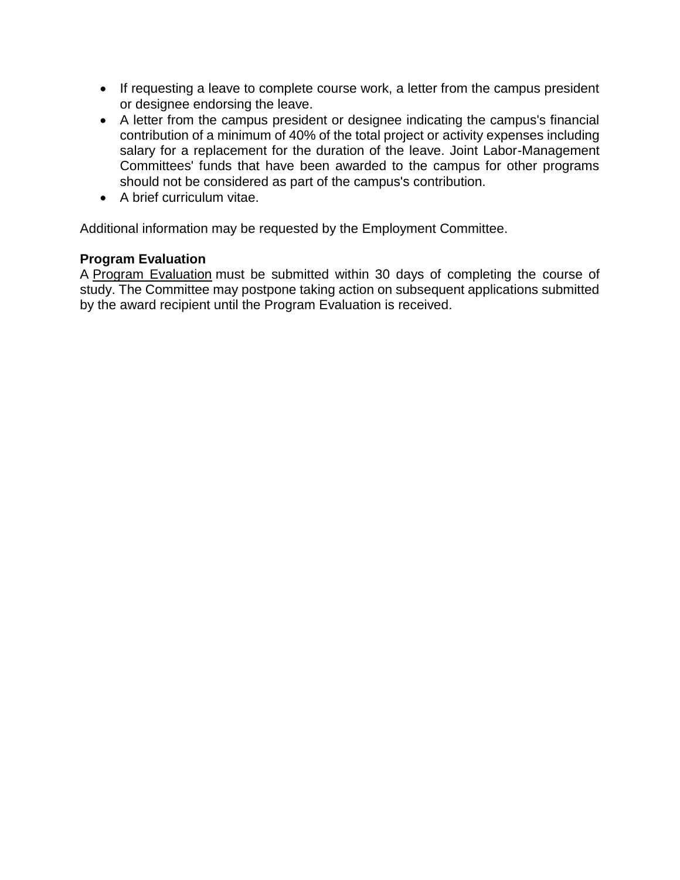- If requesting a leave to complete course work, a letter from the campus president or designee endorsing the leave.
- A letter from the campus president or designee indicating the campus's financial contribution of a minimum of 40% of the total project or activity expenses including salary for a replacement for the duration of the leave. Joint Labor-Management Committees' funds that have been awarded to the campus for other programs should not be considered as part of the campus's contribution.
- A brief curriculum vitae.

Additional information may be requested by the Employment Committee.

**Program Evaluation**
A Program Evaluation must be submitted within 30 days of completing the course of study. The Committee may postpone taking action on subsequent applications submitted by the award recipient until the Program Evaluation is received.